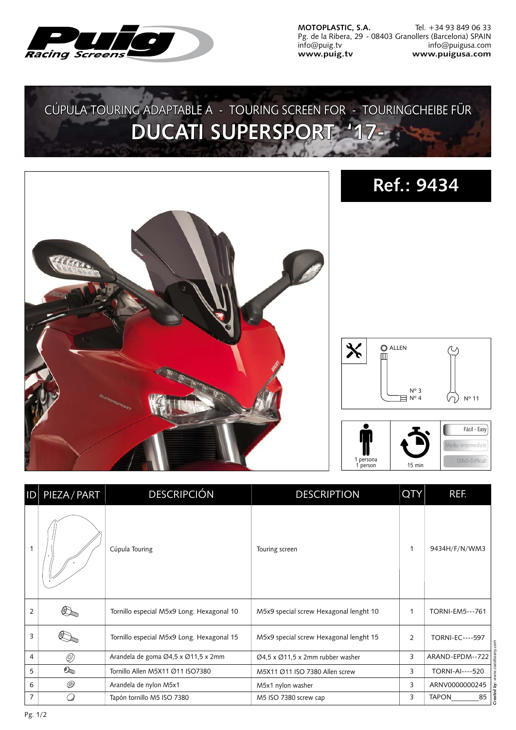**MOTOPLASTIC, S.A.** Tel. +34 93 849 06 33
Pg. de la Ribera, 29 - 08403 Granollers (Barcelona) SPAIN
info@puig.tv info@puigusa.com
**www.puig.tv** **www.puigusa.com**

# CÚPULA TOURING ADAPTABLE A - TOURING SCREEN FOR - TOURINGCHEIBE FÜR

# DUCATI SUPERSPORT '17-

## Ref.: 9434

ALLEN Nº 3 Nº 4 — Nº 11

1 persona / 1 person — 15 min — Fácil - Easy / Media-Intermediate / Difícil-Difficult

| ID | PIEZA / PART | DESCRIPCIÓN | DESCRIPTION | QTY | REF. |
|---|---|---|---|---|---|
| 1 | | Cúpula Touring | Touring screen | 1 | 9434H/F/N/WM3 |
| 2 | | Tornillo especial M5x9 Long. Hexagonal 10 | M5x9 special screw Hexagonal lenght 10 | 1 | TORNI-EM5---761 |
| 3 | | Tornillo especial M5x9 Long. Hexagonal 15 | M5x9 special screw Hexagonal lenght 15 | 2 | TORNI-EC----597 |
| 4 | | Arandela de goma Ø4,5 x Ø11,5 x 2mm | Ø4,5 x Ø11,5 x 2mm rubber washer | 3 | ARAND-EPDM--722 |
| 5 | | Tornillo Allen M5X11 Ø11 ISO7380 | M5X11 Ø11 ISO 7380 Allen screw | 3 | TORNI-AI----520 |
| 6 | | Arandela de nylon M5x1 | M5x1 nylon washer | 3 | ARNV0000000245 |
| 7 | | Tapón tornillo M5 ISO 7380 | M5 ISO 7380 screw cap | 3 | TAPON_______85 |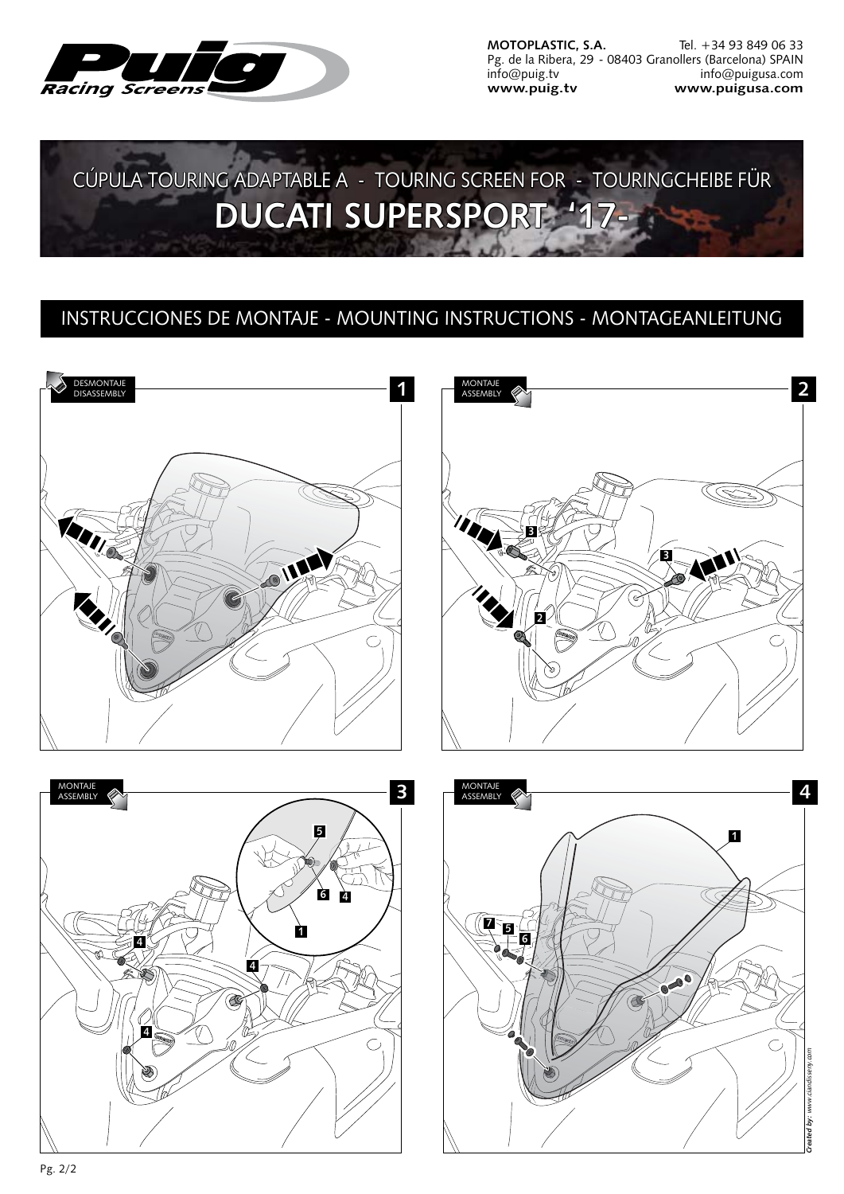**MOTOPLASTIC, S.A.** Tel. +34 93 849 06 33
Pg. de la Ribera, 29 - 08403 Granollers (Barcelona) SPAIN
info@puig.tv info@puigusa.com
**www.puig.tv** **www.puigusa.com**

# CÚPULA TOURING ADAPTABLE A - TOURING SCREEN FOR - TOURINGCHEIBE FÜR
# DUCATI SUPERSPORT '17-

## INSTRUCCIONES DE MONTAJE - MOUNTING INSTRUCTIONS - MONTAGEANLEITUNG

**1** DESMONTAJE / DISASSEMBLY

**2** MONTAJE / ASSEMBLY

3
3
2

**3** MONTAJE / ASSEMBLY

5
6
4
1
4
4
4

**4** MONTAJE / ASSEMBLY

1
7
5
6

*Created by: www.candissery.com*